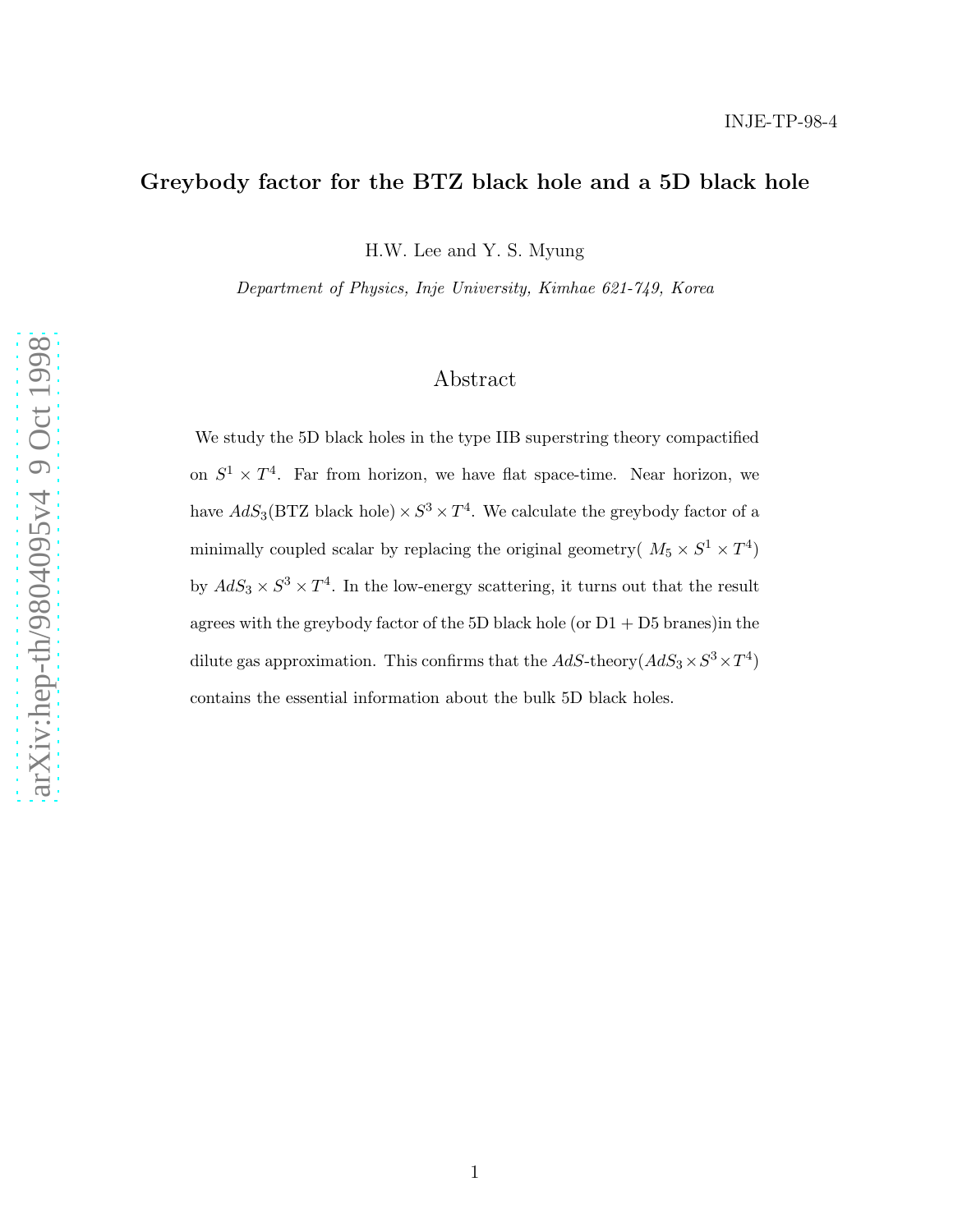INJE-TP-98-4

# Greybody factor for the BTZ black hole and a 5D black hole

H.W. Lee and Y. S. Myung

*Department of Physics, Inje University, Kimhae 621-749, Korea*

## Abstract

We study the 5D black holes in the type IIB superstring theory compactified on $S^1 \times T^4$. Far from horizon, we have flat space-time. Near horizon, we have $AdS_3$(BTZ black hole)$\times S^3 \times T^4$. We calculate the greybody factor of a minimally coupled scalar by replacing the original geometry( $M_5 \times S^1 \times T^4$) by $AdS_3 \times S^3 \times T^4$. In the low-energy scattering, it turns out that the result agrees with the greybody factor of the 5D black hole (or D1 + D5 branes)in the dilute gas approximation. This confirms that the $AdS$-theory($AdS_3 \times S^3 \times T^4$) contains the essential information about the bulk 5D black holes.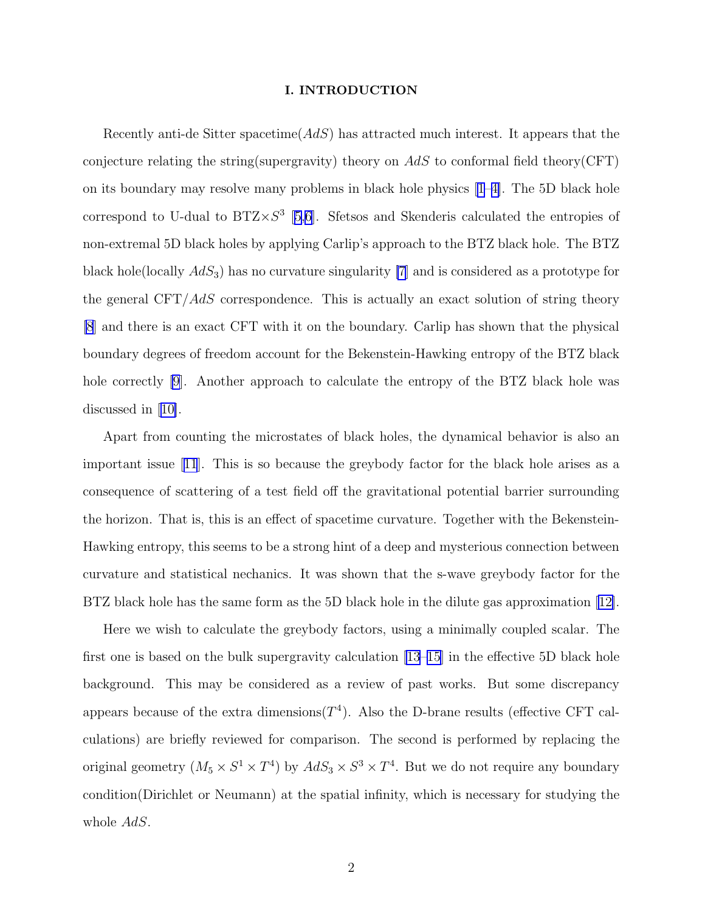## I. INTRODUCTION

Recently anti-de Sitter spacetime($AdS$) has attracted much interest. It appears that the conjecture relating the string(supergravity) theory on $AdS$ to conformal field theory(CFT) on its boundary may resolve many problems in black hole physics [1–4]. The 5D black hole correspond to U-dual to BTZ$\times S^3$ [5,6]. Sfetsos and Skenderis calculated the entropies of non-extremal 5D black holes by applying Carlip's approach to the BTZ black hole. The BTZ black hole(locally $AdS_3$) has no curvature singularity [7] and is considered as a prototype for the general CFT/$AdS$ correspondence. This is actually an exact solution of string theory [8] and there is an exact CFT with it on the boundary. Carlip has shown that the physical boundary degrees of freedom account for the Bekenstein-Hawking entropy of the BTZ black hole correctly [9]. Another approach to calculate the entropy of the BTZ black hole was discussed in [10].

Apart from counting the microstates of black holes, the dynamical behavior is also an important issue [11]. This is so because the greybody factor for the black hole arises as a consequence of scattering of a test field off the gravitational potential barrier surrounding the horizon. That is, this is an effect of spacetime curvature. Together with the Bekenstein-Hawking entropy, this seems to be a strong hint of a deep and mysterious connection between curvature and statistical nechanics. It was shown that the s-wave greybody factor for the BTZ black hole has the same form as the 5D black hole in the dilute gas approximation [12].

Here we wish to calculate the greybody factors, using a minimally coupled scalar. The first one is based on the bulk supergravity calculation [13–15] in the effective 5D black hole background. This may be considered as a review of past works. But some discrepancy appears because of the extra dimensions($T^4$). Also the D-brane results (effective CFT calculations) are briefly reviewed for comparison. The second is performed by replacing the original geometry ($M_5 \times S^1 \times T^4$) by $AdS_3 \times S^3 \times T^4$. But we do not require any boundary condition(Dirichlet or Neumann) at the spatial infinity, which is necessary for studying the whole $AdS$.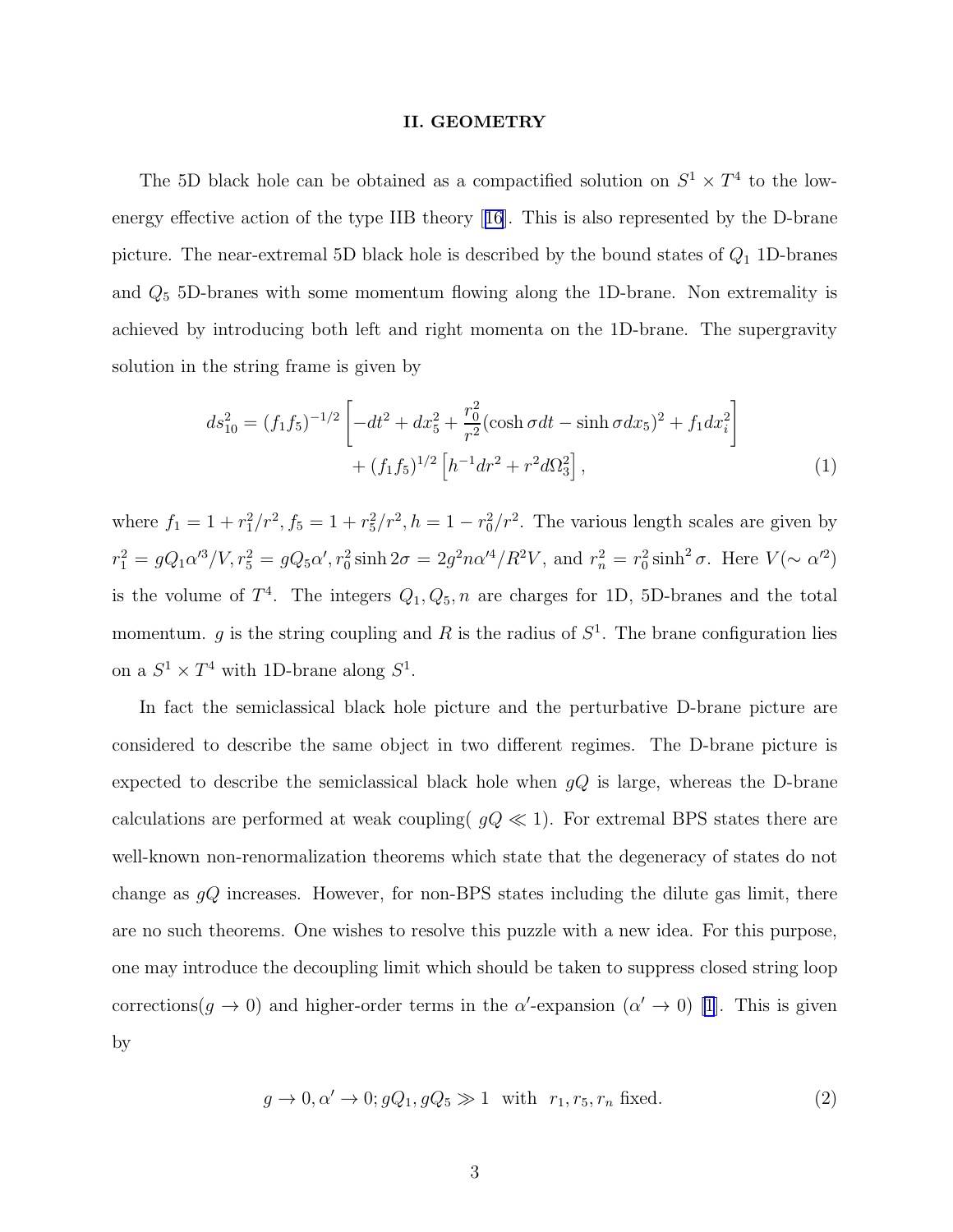## II. GEOMETRY

The 5D black hole can be obtained as a compactified solution on $S^1 \times T^4$ to the low-energy effective action of the type IIB theory [16]. This is also represented by the D-brane picture. The near-extremal 5D black hole is described by the bound states of $Q_1$ 1D-branes and $Q_5$ 5D-branes with some momentum flowing along the 1D-brane. Non extremality is achieved by introducing both left and right momenta on the 1D-brane. The supergravity solution in the string frame is given by

$$
\begin{aligned}
ds_{10}^2 = (f_1 f_5)^{-1/2} \left[ -dt^2 + dx_5^2 + \frac{r_0^2}{r^2} (\cosh \sigma dt - \sinh \sigma dx_5)^2 + f_1 dx_i^2 \right] \\
+ (f_1 f_5)^{1/2} \left[ h^{-1} dr^2 + r^2 d\Omega_3^2 \right],
\end{aligned} \tag{1}
$$

where $f_1 = 1 + r_1^2/r^2, f_5 = 1 + r_5^2/r^2, h = 1 - r_0^2/r^2$. The various length scales are given by $r_1^2 = gQ_1\alpha'^3/V, r_5^2 = gQ_5\alpha', r_0^2 \sinh 2\sigma = 2g^2 n\alpha'^4/R^2 V$, and $r_n^2 = r_0^2 \sinh^2 \sigma$. Here $V(\sim \alpha'^2)$ is the volume of $T^4$. The integers $Q_1, Q_5, n$ are charges for 1D, 5D-branes and the total momentum. $g$ is the string coupling and $R$ is the radius of $S^1$. The brane configuration lies on a $S^1 \times T^4$ with 1D-brane along $S^1$.

In fact the semiclassical black hole picture and the perturbative D-brane picture are considered to describe the same object in two different regimes. The D-brane picture is expected to describe the semiclassical black hole when $gQ$ is large, whereas the D-brane calculations are performed at weak coupling( $gQ \ll 1$). For extremal BPS states there are well-known non-renormalization theorems which state that the degeneracy of states do not change as $gQ$ increases. However, for non-BPS states including the dilute gas limit, there are no such theorems. One wishes to resolve this puzzle with a new idea. For this purpose, one may introduce the decoupling limit which should be taken to suppress closed string loop corrections($g \to 0$) and higher-order terms in the $\alpha'$-expansion ($\alpha' \to 0$) [1]. This is given by

$$
g \to 0, \alpha' \to 0; gQ_1, gQ_5 \gg 1 \quad \text{with} \quad r_1, r_5, r_n \text{ fixed.} \tag{2}
$$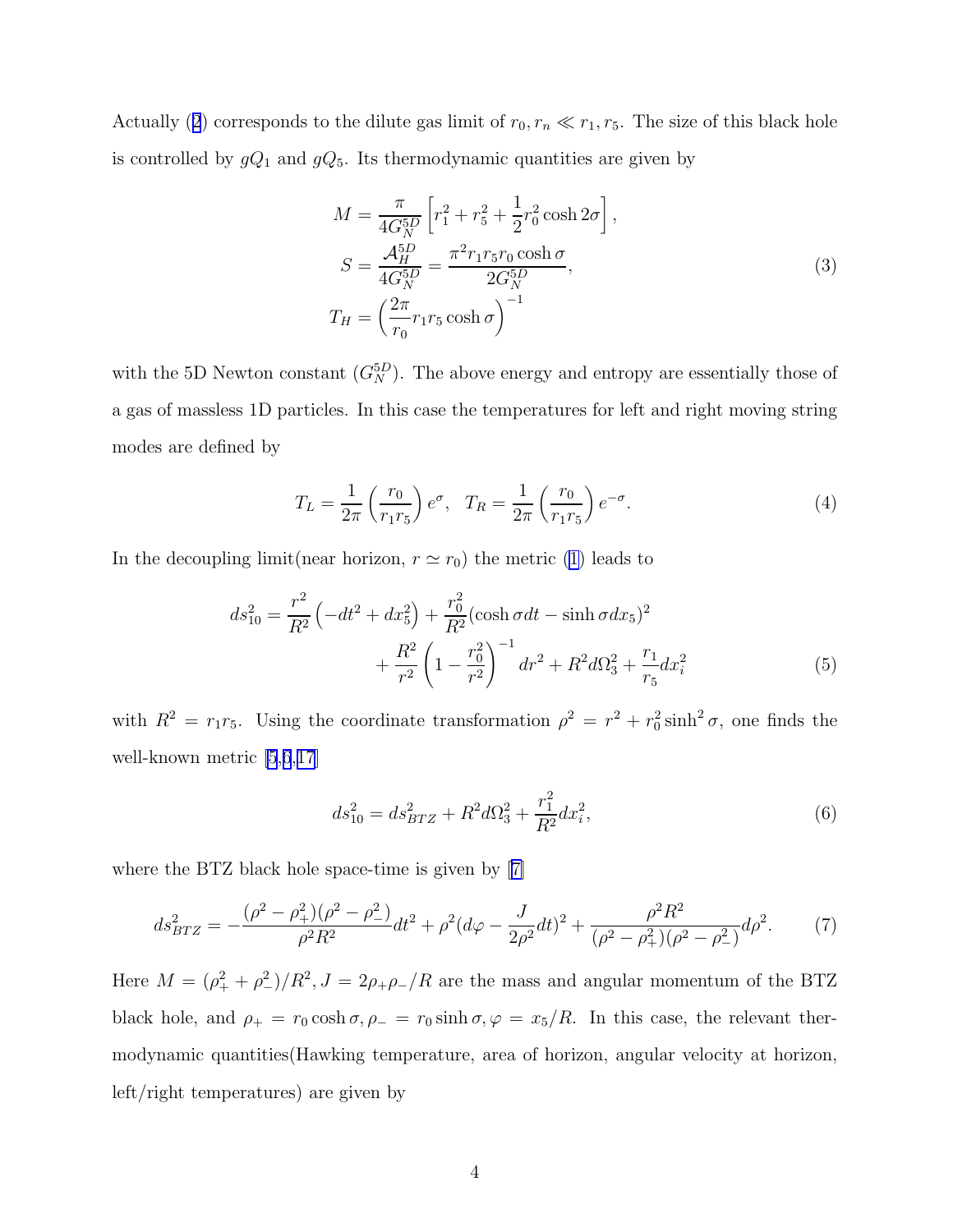Actually (2) corresponds to the dilute gas limit of $r_0, r_n \ll r_1, r_5$. The size of this black hole is controlled by $gQ_1$ and $gQ_5$. Its thermodynamic quantities are given by

$$
\begin{aligned}
M &= \frac{\pi}{4G_N^{5D}}\left[r_1^2 + r_5^2 + \frac{1}{2}r_0^2\cosh 2\sigma\right], \\
S &= \frac{\mathcal{A}_H^{5D}}{4G_N^{5D}} = \frac{\pi^2 r_1 r_5 r_0 \cosh\sigma}{2G_N^{5D}}, \\
T_H &= \left(\frac{2\pi}{r_0} r_1 r_5 \cosh\sigma\right)^{-1}
\end{aligned}
\tag{3}
$$

with the 5D Newton constant ($G_N^{5D}$). The above energy and entropy are essentially those of a gas of massless 1D particles. In this case the temperatures for left and right moving string modes are defined by

$$
T_L = \frac{1}{2\pi}\left(\frac{r_0}{r_1 r_5}\right)e^{\sigma}, \quad T_R = \frac{1}{2\pi}\left(\frac{r_0}{r_1 r_5}\right)e^{-\sigma}. \tag{4}
$$

In the decoupling limit(near horizon, $r \simeq r_0$) the metric (1) leads to

$$
\begin{aligned}
ds_{10}^2 = \frac{r^2}{R^2}\left(-dt^2 + dx_5^2\right) &+ \frac{r_0^2}{R^2}(\cosh\sigma dt - \sinh\sigma dx_5)^2 \\
&+ \frac{R^2}{r^2}\left(1 - \frac{r_0^2}{r^2}\right)^{-1} dr^2 + R^2 d\Omega_3^2 + \frac{r_1}{r_5}dx_i^2
\end{aligned}
\tag{5}
$$

with $R^2 = r_1 r_5$. Using the coordinate transformation $\rho^2 = r^2 + r_0^2\sinh^2\sigma$, one finds the well-known metric [5,6,17]

$$
ds_{10}^2 = ds_{BTZ}^2 + R^2 d\Omega_3^2 + \frac{r_1^2}{R^2}dx_i^2, \tag{6}
$$

where the BTZ black hole space-time is given by [7]

$$
ds_{BTZ}^2 = -\frac{(\rho^2 - \rho_+^2)(\rho^2 - \rho_-^2)}{\rho^2 R^2}dt^2 + \rho^2\left(d\varphi - \frac{J}{2\rho^2}dt\right)^2 + \frac{\rho^2 R^2}{(\rho^2 - \rho_+^2)(\rho^2 - \rho_-^2)}d\rho^2. \tag{7}
$$

Here $M = (\rho_+^2 + \rho_-^2)/R^2, J = 2\rho_+\rho_-/R$ are the mass and angular momentum of the BTZ black hole, and $\rho_+ = r_0\cosh\sigma, \rho_- = r_0\sinh\sigma, \varphi = x_5/R$. In this case, the relevant thermodynamic quantities(Hawking temperature, area of horizon, angular velocity at horizon, left/right temperatures) are given by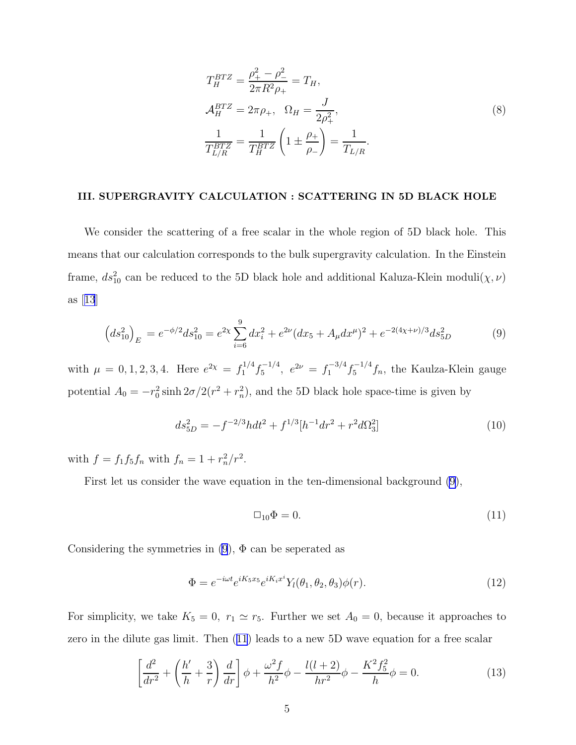$$
\begin{aligned}
T_H^{BTZ} &= \frac{\rho_+^2 - \rho_-^2}{2\pi R^2 \rho_+} = T_H, \\
\mathcal{A}_H^{BTZ} &= 2\pi\rho_+, \quad \Omega_H = \frac{J}{2\rho_+^2}, \\
\frac{1}{T_{L/R}^{BTZ}} &= \frac{1}{T_H^{BTZ}}\left(1 \pm \frac{\rho_+}{\rho_-}\right) = \frac{1}{T_{L/R}}.
\end{aligned}
\tag{8}
$$

## III. SUPERGRAVITY CALCULATION : SCATTERING IN 5D BLACK HOLE

We consider the scattering of a free scalar in the whole region of 5D black hole. This means that our calculation corresponds to the bulk supergravity calculation. In the Einstein frame, $ds_{10}^2$ can be reduced to the 5D black hole and additional Kaluza-Klein moduli$(\chi, \nu)$ as [13]

$$
\left(ds_{10}^2\right)_E = e^{-\phi/2} ds_{10}^2 = e^{2\chi}\sum_{i=6}^{9} dx_i^2 + e^{2\nu}(dx_5 + A_\mu dx^\mu)^2 + e^{-2(4\chi+\nu)/3} ds_{5D}^2 \tag{9}
$$

with $\mu = 0,1,2,3,4$. Here $e^{2\chi} = f_1^{1/4} f_5^{-1/4}$, $e^{2\nu} = f_1^{-3/4} f_5^{-1/4} f_n$, the Kaulza-Klein gauge potential $A_0 = -r_0^2 \sinh 2\sigma / 2(r^2 + r_n^2)$, and the 5D black hole space-time is given by

$$
ds_{5D}^2 = -f^{-2/3} h dt^2 + f^{1/3}[h^{-1} dr^2 + r^2 d\Omega_3^2] \tag{10}
$$

with $f = f_1 f_5 f_n$ with $f_n = 1 + r_n^2/r^2$.

First let us consider the wave equation in the ten-dimensional background (9),

$$
\Box_{10}\Phi = 0. \tag{11}
$$

Considering the symmetries in (9), $\Phi$ can be seperated as

$$
\Phi = e^{-i\omega t} e^{iK_5 x_5} e^{iK_i x^i} Y_l(\theta_1, \theta_2, \theta_3)\phi(r). \tag{12}
$$

For simplicity, we take $K_5 = 0$, $r_1 \simeq r_5$. Further we set $A_0 = 0$, because it approaches to zero in the dilute gas limit. Then (11) leads to a new 5D wave equation for a free scalar

$$
\left[\frac{d^2}{dr^2} + \left(\frac{h'}{h} + \frac{3}{r}\right)\frac{d}{dr}\right]\phi + \frac{\omega^2 f}{h^2}\phi - \frac{l(l+2)}{hr^2}\phi - \frac{K^2 f_5^2}{h}\phi = 0. \tag{13}
$$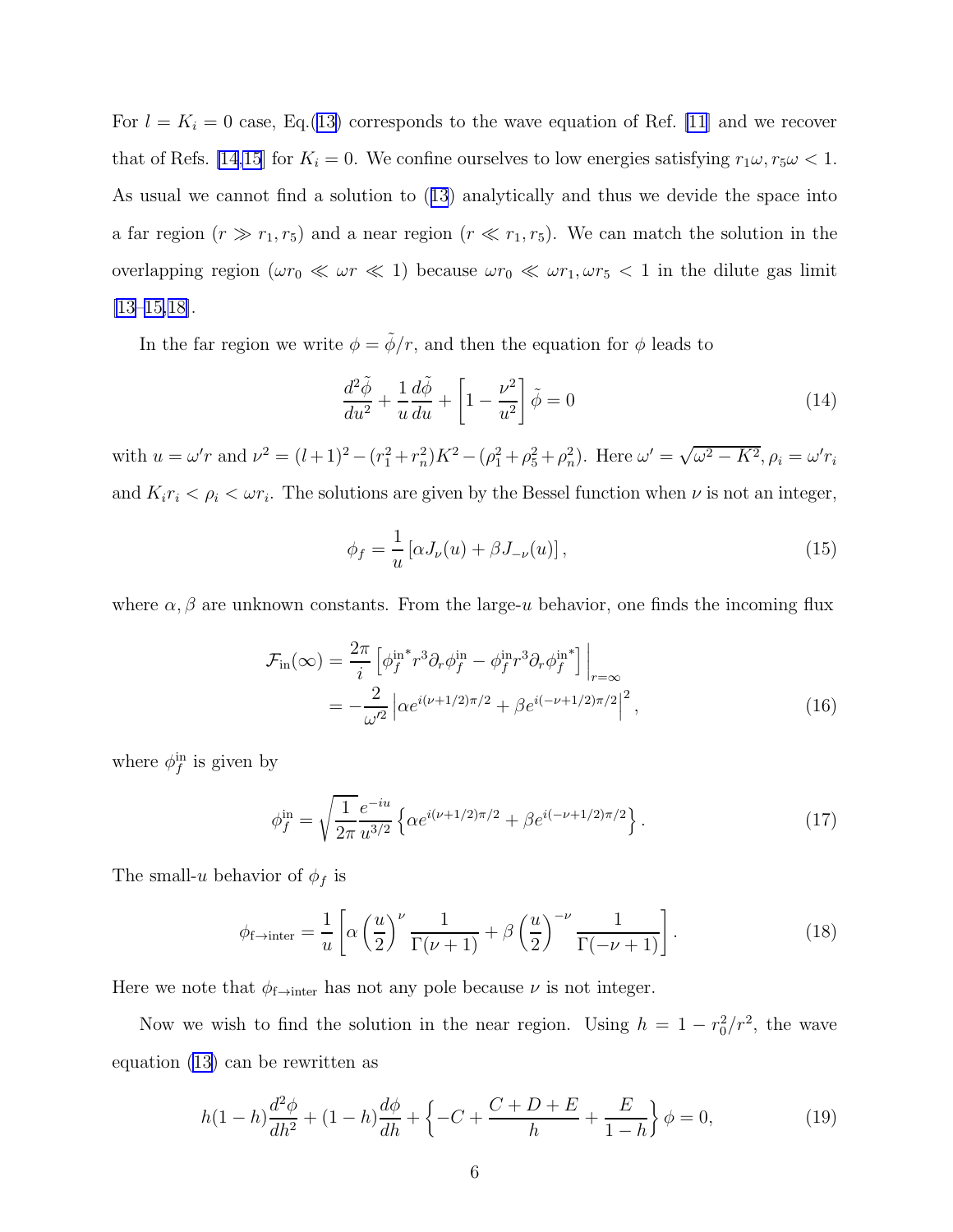For $l = K_i = 0$ case, Eq.(13) corresponds to the wave equation of Ref. [11] and we recover that of Refs. [14,15] for $K_i = 0$. We confine ourselves to low energies satisfying $r_1\omega, r_5\omega < 1$. As usual we cannot find a solution to (13) analytically and thus we devide the space into a far region ($r \gg r_1, r_5$) and a near region ($r \ll r_1, r_5$). We can match the solution in the overlapping region ($\omega r_0 \ll \omega r \ll 1$) because $\omega r_0 \ll \omega r_1, \omega r_5 < 1$ in the dilute gas limit [13–15,18].

In the far region we write $\phi = \tilde{\phi}/r$, and then the equation for $\phi$ leads to

$$\frac{d^2\tilde{\phi}}{du^2} + \frac{1}{u}\frac{d\tilde{\phi}}{du} + \left[1 - \frac{\nu^2}{u^2}\right]\tilde{\phi} = 0 \tag{14}$$

with $u = \omega' r$ and $\nu^2 = (l+1)^2 - (r_1^2 + r_n^2)K^2 - (\rho_1^2 + \rho_5^2 + \rho_n^2)$. Here $\omega' = \sqrt{\omega^2 - K^2}, \rho_i = \omega' r_i$ and $K_i r_i < \rho_i < \omega r_i$. The solutions are given by the Bessel function when $\nu$ is not an integer,

$$\phi_f = \frac{1}{u}\left[\alpha J_\nu(u) + \beta J_{-\nu}(u)\right], \tag{15}$$

where $\alpha, \beta$ are unknown constants. From the large-$u$ behavior, one finds the incoming flux

$$\begin{aligned}
\mathcal{F}_{\rm in}(\infty) &= \frac{2\pi}{i}\left[\phi_f^{\rm in^*} r^3 \partial_r \phi_f^{\rm in} - \phi_f^{\rm in} r^3 \partial_r \phi_f^{\rm in^*}\right]\Big|_{r=\infty} \\
&= -\frac{2}{\omega'^2}\left|\alpha e^{i(\nu+1/2)\pi/2} + \beta e^{i(-\nu+1/2)\pi/2}\right|^2,
\end{aligned} \tag{16}$$

where $\phi_f^{\rm in}$ is given by

$$\phi_f^{\rm in} = \sqrt{\frac{1}{2\pi}}\frac{e^{-iu}}{u^{3/2}}\left\{\alpha e^{i(\nu+1/2)\pi/2} + \beta e^{i(-\nu+1/2)\pi/2}\right\}. \tag{17}$$

The small-$u$ behavior of $\phi_f$ is

$$\phi_{\rm f\to inter} = \frac{1}{u}\left[\alpha\left(\frac{u}{2}\right)^\nu \frac{1}{\Gamma(\nu+1)} + \beta\left(\frac{u}{2}\right)^{-\nu}\frac{1}{\Gamma(-\nu+1)}\right]. \tag{18}$$

Here we note that $\phi_{\rm f\to inter}$ has not any pole because $\nu$ is not integer.

Now we wish to find the solution in the near region. Using $h = 1 - r_0^2/r^2$, the wave equation (13) can be rewritten as

$$h(1-h)\frac{d^2\phi}{dh^2} + (1-h)\frac{d\phi}{dh} + \left\{-C + \frac{C+D+E}{h} + \frac{E}{1-h}\right\}\phi = 0, \tag{19}$$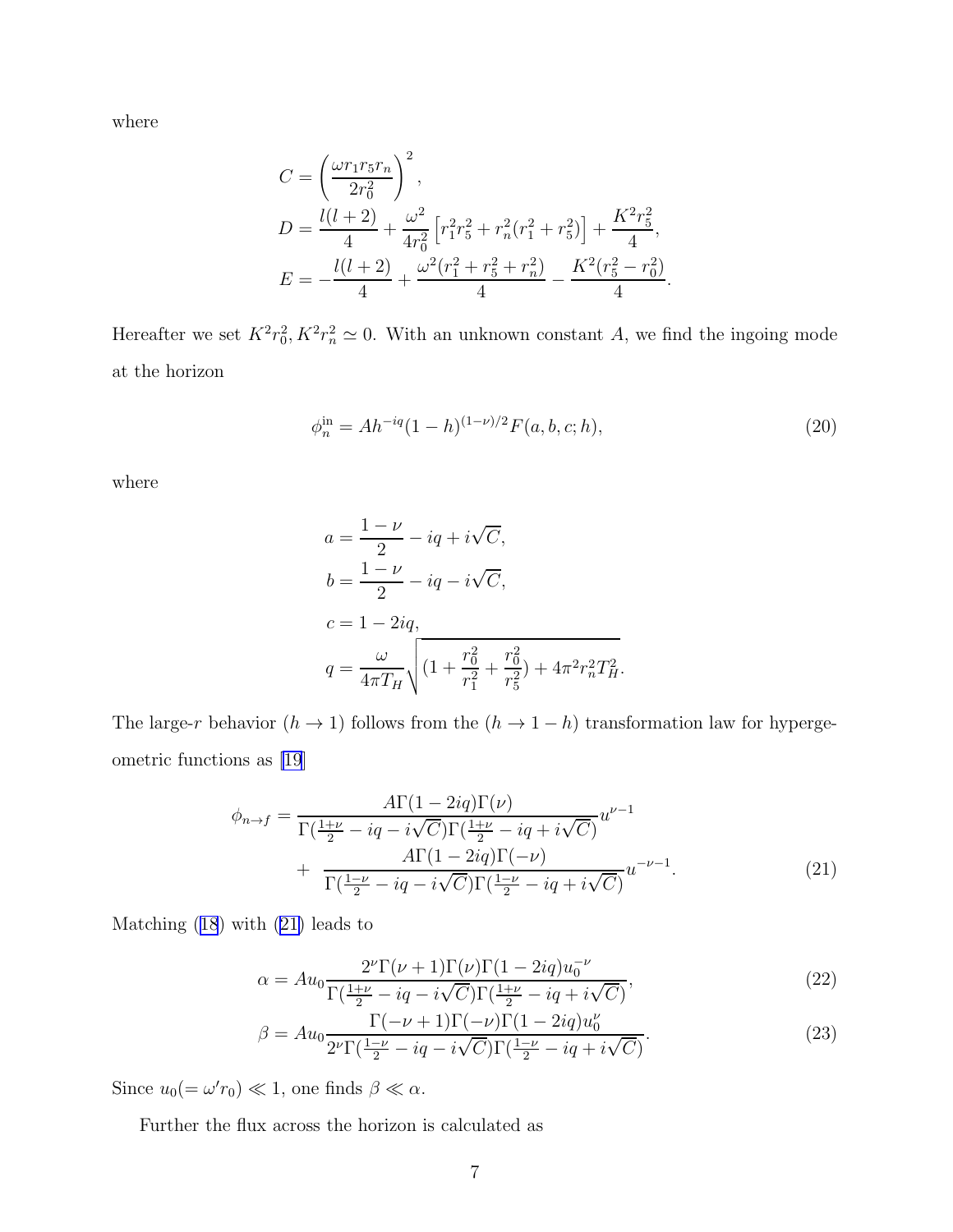where

$$
\begin{aligned}
C &= \left(\frac{\omega r_1 r_5 r_n}{2r_0^2}\right)^2, \\
D &= \frac{l(l+2)}{4} + \frac{\omega^2}{4r_0^2}\left[r_1^2 r_5^2 + r_n^2(r_1^2+r_5^2)\right] + \frac{K^2 r_5^2}{4}, \\
E &= -\frac{l(l+2)}{4} + \frac{\omega^2(r_1^2+r_5^2+r_n^2)}{4} - \frac{K^2(r_5^2-r_0^2)}{4}.
\end{aligned}
$$

Hereafter we set $K^2r_0^2, K^2r_n^2 \simeq 0$. With an unknown constant $A$, we find the ingoing mode at the horizon

$$
\phi_n^{\rm in} = A h^{-iq}(1-h)^{(1-\nu)/2} F(a,b,c;h), \tag{20}
$$

where

$$
\begin{aligned}
a &= \frac{1-\nu}{2} - iq + i\sqrt{C}, \\
b &= \frac{1-\nu}{2} - iq - i\sqrt{C}, \\
c &= 1-2iq, \\
q &= \frac{\omega}{4\pi T_H}\sqrt{(1+\frac{r_0^2}{r_1^2}+\frac{r_0^2}{r_5^2}) + 4\pi^2 r_n^2 T_H^2}.
\end{aligned}
$$

The large-$r$ behavior ($h \to 1$) follows from the ($h \to 1-h$) transformation law for hypergeometric functions as [19]

$$
\begin{aligned}
\phi_{n\to f} = & \frac{A\Gamma(1-2iq)\Gamma(\nu)}{\Gamma(\frac{1+\nu}{2}-iq-i\sqrt{C})\Gamma(\frac{1+\nu}{2}-iq+i\sqrt{C})}u^{\nu-1} \\
& + \frac{A\Gamma(1-2iq)\Gamma(-\nu)}{\Gamma(\frac{1-\nu}{2}-iq-i\sqrt{C})\Gamma(\frac{1-\nu}{2}-iq+i\sqrt{C})}u^{-\nu-1}.
\end{aligned} \tag{21}
$$

Matching (18) with (21) leads to

$$
\alpha = Au_0 \frac{2^\nu \Gamma(\nu+1)\Gamma(\nu)\Gamma(1-2iq)u_0^{-\nu}}{\Gamma(\frac{1+\nu}{2}-iq-i\sqrt{C})\Gamma(\frac{1+\nu}{2}-iq+i\sqrt{C})}, \tag{22}
$$

$$
\beta = Au_0 \frac{\Gamma(-\nu+1)\Gamma(-\nu)\Gamma(1-2iq)u_0^{\nu}}{2^\nu\Gamma(\frac{1-\nu}{2}-iq-i\sqrt{C})\Gamma(\frac{1-\nu}{2}-iq+i\sqrt{C})}. \tag{23}
$$

Since $u_0 (= \omega' r_0) \ll 1$, one finds $\beta \ll \alpha$.

Further the flux across the horizon is calculated as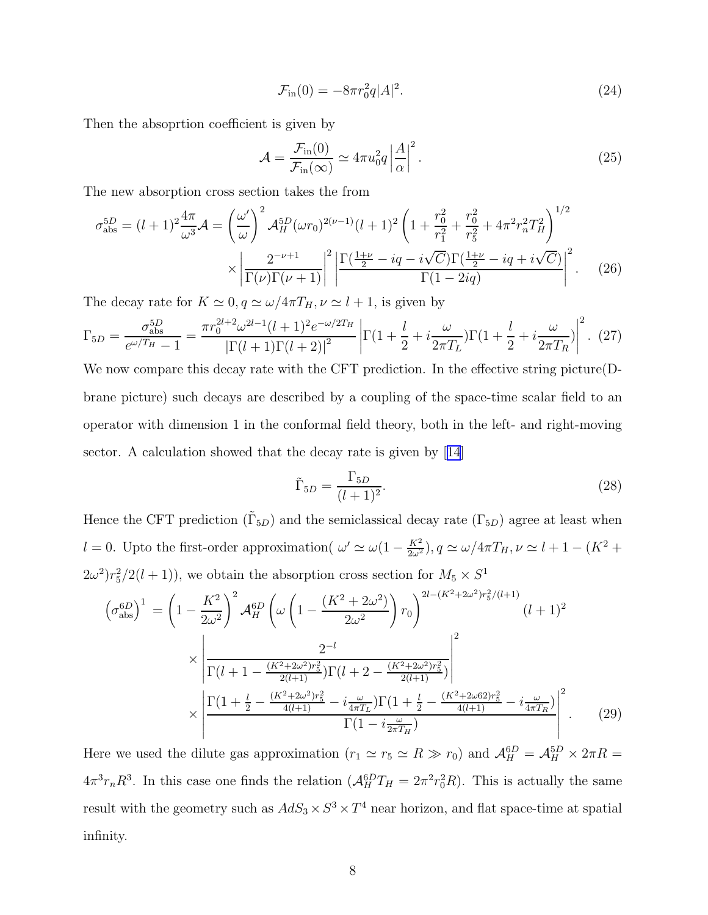$$\mathcal{F}_{\rm in}(0) = -8\pi r_0^2 q|A|^2. \tag{24}$$

Then the absoprtion coefficient is given by

$$\mathcal{A} = \frac{\mathcal{F}_{\rm in}(0)}{\mathcal{F}_{\rm in}(\infty)} \simeq 4\pi u_0^2 q \left|\frac{A}{\alpha}\right|^2. \tag{25}$$

The new absorption cross section takes the from

$$\sigma_{\rm abs}^{5D} = (l+1)^2 \frac{4\pi}{\omega^3}\mathcal{A} = \left(\frac{\omega'}{\omega}\right)^2 \mathcal{A}_H^{5D} (\omega r_0)^{2(\nu-1)} (l+1)^2 \left(1 + \frac{r_0^2}{r_1^2} + \frac{r_0^2}{r_5^2} + 4\pi^2 r_n^2 T_H^2\right)^{1/2}$$
$$\times \left|\frac{2^{-\nu+1}}{\Gamma(\nu)\Gamma(\nu+1)}\right|^2 \left|\frac{\Gamma(\frac{1+\nu}{2} - iq - i\sqrt{C})\Gamma(\frac{1+\nu}{2} - iq + i\sqrt{C})}{\Gamma(1-2iq)}\right|^2. \tag{26}$$

The decay rate for $K \simeq 0, q \simeq \omega/4\pi T_H, \nu \simeq l+1$, is given by

$$\Gamma_{5D} = \frac{\sigma_{\rm abs}^{5D}}{e^{\omega/T_H} - 1} = \frac{\pi r_0^{2l+2}\omega^{2l-1}(l+1)^2 e^{-\omega/2T_H}}{|\Gamma(l+1)\Gamma(l+2)|^2} \left|\Gamma(1 + \frac{l}{2} + i\frac{\omega}{2\pi T_L})\Gamma(1 + \frac{l}{2} + i\frac{\omega}{2\pi T_R})\right|^2. \tag{27}$$

We now compare this decay rate with the CFT prediction. In the effective string picture(D-brane picture) such decays are described by a coupling of the space-time scalar field to an operator with dimension 1 in the conformal field theory, both in the left- and right-moving sector. A calculation showed that the decay rate is given by [14]

$$\tilde{\Gamma}_{5D} = \frac{\Gamma_{5D}}{(l+1)^2}. \tag{28}$$

Hence the CFT prediction ($\tilde{\Gamma}_{5D}$) and the semiclassical decay rate ($\Gamma_{5D}$) agree at least when $l = 0$. Upto the first-order approximation( $\omega' \simeq \omega(1 - \frac{K^2}{2\omega^2}), q \simeq \omega/4\pi T_H, \nu \simeq l + 1 - (K^2 + 2\omega^2)r_5^2/2(l+1)$), we obtain the absorption cross section for $M_5 \times S^1$

$$\left(\sigma_{\rm abs}^{6D}\right)^1 = \left(1 - \frac{K^2}{2\omega^2}\right)^2 \mathcal{A}_H^{6D} \left(\omega\left(1 - \frac{(K^2+2\omega^2)}{2\omega^2}\right) r_0\right)^{2l-(K^2+2\omega^2)r_5^2/(l+1)} (l+1)^2$$
$$\times \left|\frac{2^{-l}}{\Gamma(l+1-\frac{(K^2+2\omega^2)r_5^2}{2(l+1)})\Gamma(l+2-\frac{(K^2+2\omega^2)r_5^2}{2(l+1)})}\right|^2$$
$$\times \left|\frac{\Gamma(1+\frac{l}{2} - \frac{(K^2+2\omega^2)r_5^2}{4(l+1)} - i\frac{\omega}{4\pi T_L})\Gamma(1+\frac{l}{2} - \frac{(K^2+2\omega 62)r_5^2}{4(l+1)} - i\frac{\omega}{4\pi T_R})}{\Gamma(1 - i\frac{\omega}{2\pi T_H})}\right|^2. \tag{29}$$

Here we used the dilute gas approximation ($r_1 \simeq r_5 \simeq R \gg r_0$) and $\mathcal{A}_H^{6D} = \mathcal{A}_H^{5D} \times 2\pi R = 4\pi^3 r_n R^3$. In this case one finds the relation ($\mathcal{A}_H^{6D} T_H = 2\pi^2 r_0^2 R$). This is actually the same result with the geometry such as $AdS_3 \times S^3 \times T^4$ near horizon, and flat space-time at spatial infinity.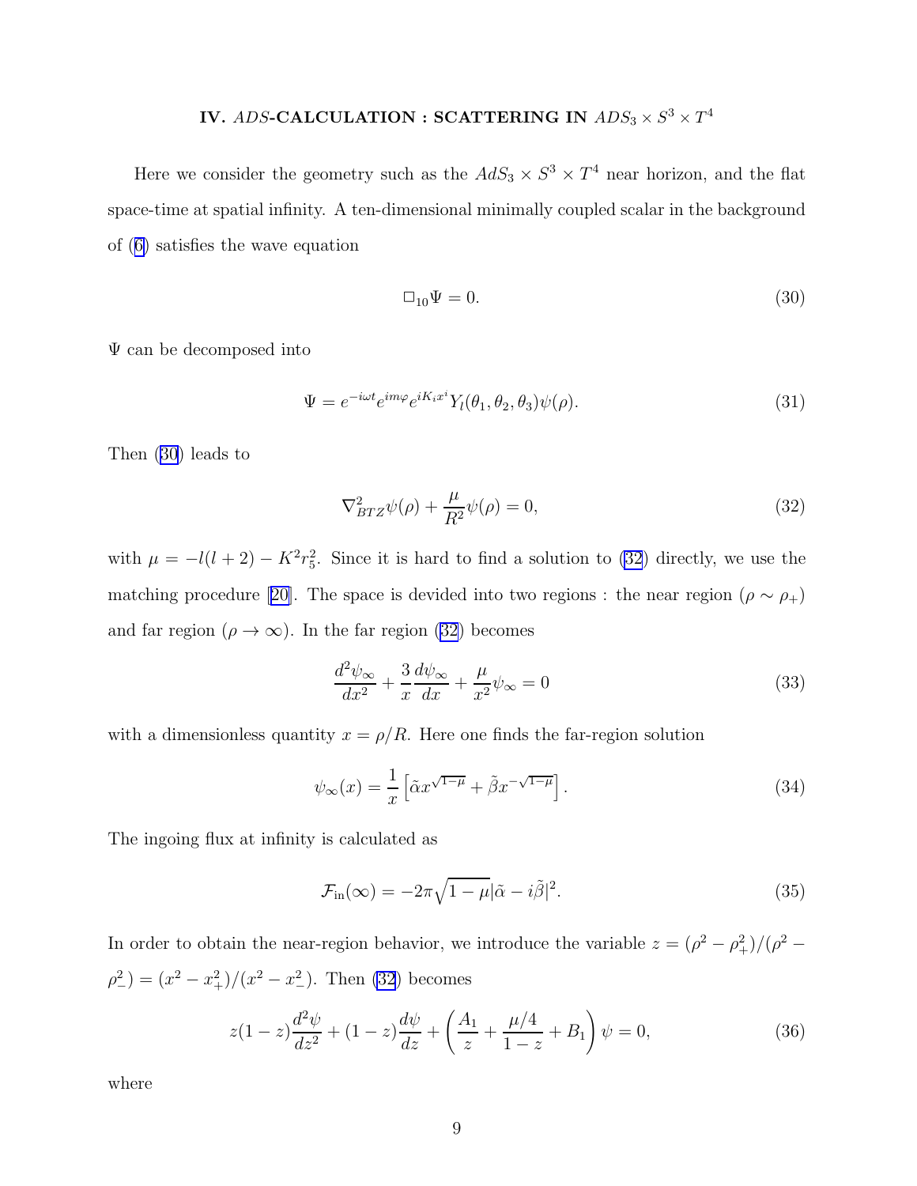## IV. $ADS$-CALCULATION : SCATTERING IN $ADS_3 \times S^3 \times T^4$

Here we consider the geometry such as the $AdS_3 \times S^3 \times T^4$ near horizon, and the flat space-time at spatial infinity. A ten-dimensional minimally coupled scalar in the background of (6) satisfies the wave equation

$$\Box_{10}\Psi = 0. \tag{30}$$

$\Psi$ can be decomposed into

$$\Psi = e^{-i\omega t} e^{im\varphi} e^{iK_i x^i} Y_l(\theta_1, \theta_2, \theta_3)\psi(\rho). \tag{31}$$

Then (30) leads to

$$\nabla^2_{BTZ}\psi(\rho) + \frac{\mu}{R^2}\psi(\rho) = 0, \tag{32}$$

with $\mu = -l(l+2) - K^2 r_5^2$. Since it is hard to find a solution to (32) directly, we use the matching procedure [20]. The space is devided into two regions : the near region ($\rho \sim \rho_+$) and far region ($\rho \to \infty$). In the far region (32) becomes

$$\frac{d^2\psi_\infty}{dx^2} + \frac{3}{x}\frac{d\psi_\infty}{dx} + \frac{\mu}{x^2}\psi_\infty = 0 \tag{33}$$

with a dimensionless quantity $x = \rho/R$. Here one finds the far-region solution

$$\psi_\infty(x) = \frac{1}{x}\left[\tilde{\alpha} x^{\sqrt{1-\mu}} + \tilde{\beta} x^{-\sqrt{1-\mu}}\right]. \tag{34}$$

The ingoing flux at infinity is calculated as

$$\mathcal{F}_{\rm in}(\infty) = -2\pi\sqrt{1-\mu}|\tilde{\alpha} - i\tilde{\beta}|^2. \tag{35}$$

In order to obtain the near-region behavior, we introduce the variable $z = (\rho^2 - \rho_+^2)/(\rho^2 - \rho_-^2) = (x^2 - x_+^2)/(x^2 - x_-^2)$. Then (32) becomes

$$z(1-z)\frac{d^2\psi}{dz^2} + (1-z)\frac{d\psi}{dz} + \left(\frac{A_1}{z} + \frac{\mu/4}{1-z} + B_1\right)\psi = 0, \tag{36}$$

where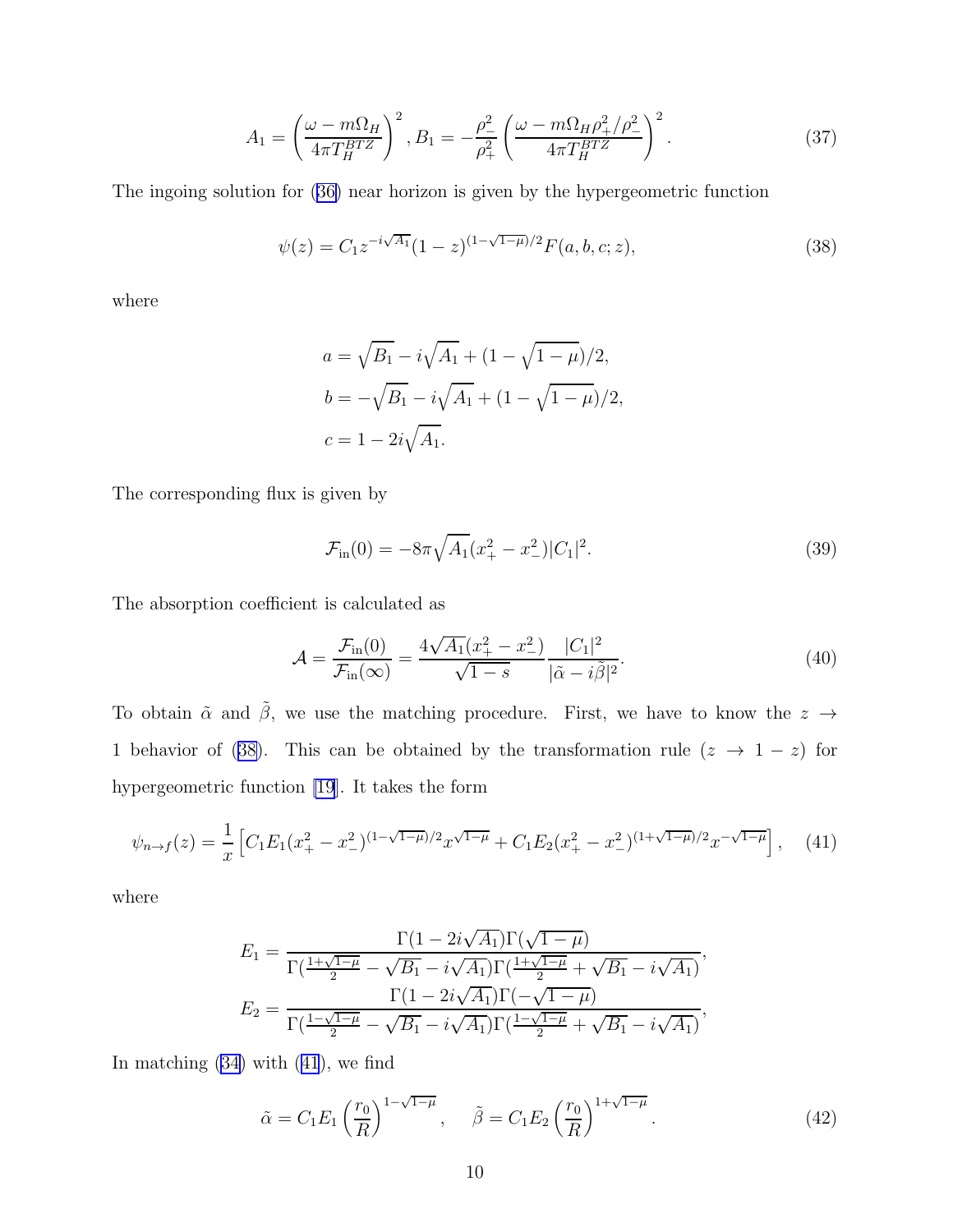$$A_1 = \left(\frac{\omega - m\Omega_H}{4\pi T_H^{BTZ}}\right)^2, B_1 = -\frac{\rho_-^2}{\rho_+^2}\left(\frac{\omega - m\Omega_H \rho_+^2/\rho_-^2}{4\pi T_H^{BTZ}}\right)^2. \tag{37}$$

The ingoing solution for (36) near horizon is given by the hypergeometric function

$$\psi(z) = C_1 z^{-i\sqrt{A_1}}(1-z)^{(1-\sqrt{1-\mu})/2}F(a,b,c;z), \tag{38}$$

where

$$a = \sqrt{B_1} - i\sqrt{A_1} + (1-\sqrt{1-\mu})/2,$$
$$b = -\sqrt{B_1} - i\sqrt{A_1} + (1-\sqrt{1-\mu})/2,$$
$$c = 1 - 2i\sqrt{A_1}.$$

The corresponding flux is given by

$$\mathcal{F}_{\rm in}(0) = -8\pi\sqrt{A_1}(x_+^2 - x_-^2)|C_1|^2. \tag{39}$$

The absorption coefficient is calculated as

$$\mathcal{A} = \frac{\mathcal{F}_{\rm in}(0)}{\mathcal{F}_{\rm in}(\infty)} = \frac{4\sqrt{A_1}(x_+^2 - x_-^2)}{\sqrt{1-s}}\frac{|C_1|^2}{|\tilde{\alpha} - i\tilde{\beta}|^2}. \tag{40}$$

To obtain $\tilde{\alpha}$ and $\tilde{\beta}$, we use the matching procedure. First, we have to know the $z \to 1$ behavior of (38). This can be obtained by the transformation rule ($z \to 1-z$) for hypergeometric function [19]. It takes the form

$$\psi_{n\to f}(z) = \frac{1}{x}\left[C_1E_1(x_+^2 - x_-^2)^{(1-\sqrt{1-\mu})/2}x^{\sqrt{1-\mu}} + C_1E_2(x_+^2 - x_-^2)^{(1+\sqrt{1-\mu})/2}x^{-\sqrt{1-\mu}}\right], \tag{41}$$

where

$$E_1 = \frac{\Gamma(1-2i\sqrt{A_1})\Gamma(\sqrt{1-\mu})}{\Gamma(\frac{1+\sqrt{1-\mu}}{2} - \sqrt{B_1} - i\sqrt{A_1})\Gamma(\frac{1+\sqrt{1-\mu}}{2} + \sqrt{B_1} - i\sqrt{A_1})},$$
$$E_2 = \frac{\Gamma(1-2i\sqrt{A_1})\Gamma(-\sqrt{1-\mu})}{\Gamma(\frac{1-\sqrt{1-\mu}}{2} - \sqrt{B_1} - i\sqrt{A_1})\Gamma(\frac{1-\sqrt{1-\mu}}{2} + \sqrt{B_1} - i\sqrt{A_1})},$$

In matching (34) with (41), we find

$$\tilde{\alpha} = C_1E_1\left(\frac{r_0}{R}\right)^{1-\sqrt{1-\mu}}, \quad \tilde{\beta} = C_1E_2\left(\frac{r_0}{R}\right)^{1+\sqrt{1-\mu}}. \tag{42}$$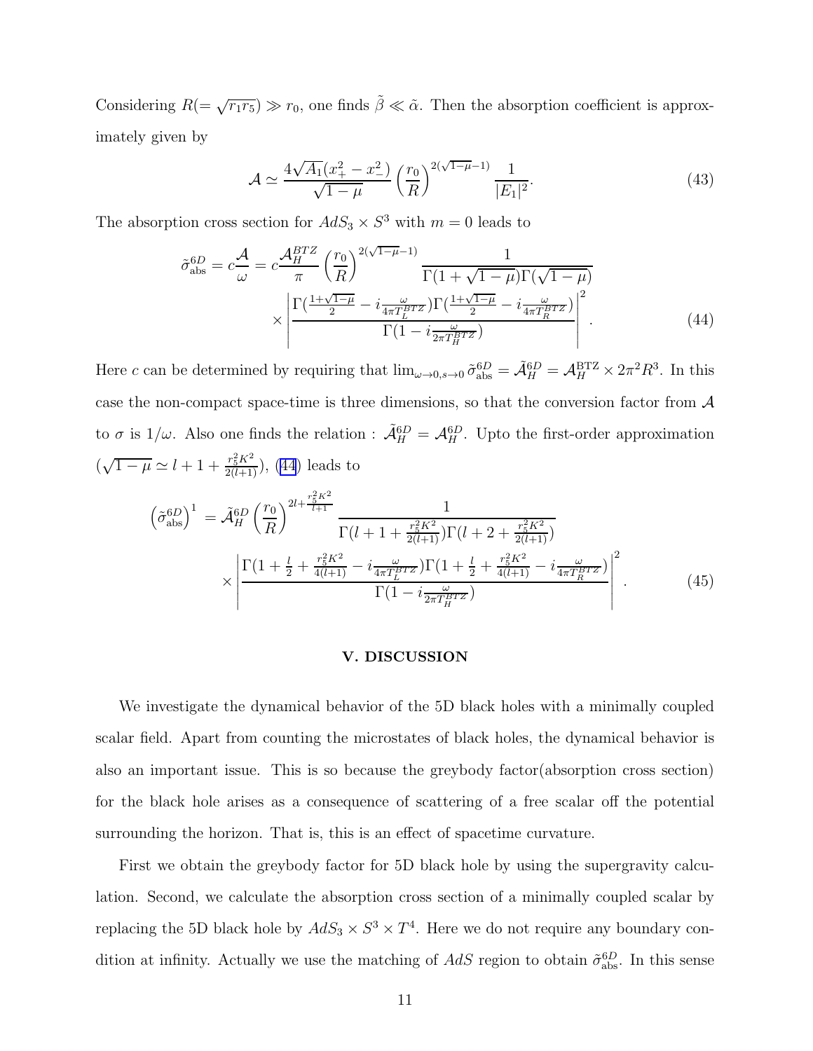Considering $R(=\sqrt{r_1 r_5}) \gg r_0$, one finds $\tilde{\beta} \ll \tilde{\alpha}$. Then the absorption coefficient is approximately given by

$$\mathcal{A} \simeq \frac{4\sqrt{A_1}(x_+^2 - x_-^2)}{\sqrt{1-\mu}} \left(\frac{r_0}{R}\right)^{2(\sqrt{1-\mu}-1)} \frac{1}{|E_1|^2}. \tag{43}$$

The absorption cross section for $AdS_3 \times S^3$ with $m = 0$ leads to

$$\tilde{\sigma}^{6D}_{\rm abs} = c\frac{\mathcal{A}}{\omega} = c\frac{\mathcal{A}_H^{BTZ}}{\pi} \left(\frac{r_0}{R}\right)^{2(\sqrt{1-\mu}-1)} \frac{1}{\Gamma(1+\sqrt{1-\mu})\Gamma(\sqrt{1-\mu})} \times \left| \frac{\Gamma(\frac{1+\sqrt{1-\mu}}{2} - i\frac{\omega}{4\pi T_L^{BTZ}})\Gamma(\frac{1+\sqrt{1-\mu}}{2} - i\frac{\omega}{4\pi T_R^{BTZ}})}{\Gamma(1 - i\frac{\omega}{2\pi T_H^{BTZ}})} \right|^2. \tag{44}$$

Here $c$ can be determined by requiring that $\lim_{\omega\to 0, s\to 0} \tilde{\sigma}^{6D}_{\rm abs} = \tilde{\mathcal{A}}_H^{6D} = \mathcal{A}_H^{\rm BTZ} \times 2\pi^2 R^3$. In this case the non-compact space-time is three dimensions, so that the conversion factor from $\mathcal{A}$ to $\sigma$ is $1/\omega$. Also one finds the relation : $\tilde{\mathcal{A}}_H^{6D} = \mathcal{A}_H^{6D}$. Upto the first-order approximation ($\sqrt{1-\mu} \simeq l + 1 + \frac{r_5^2 K^2}{2(l+1)}$), (44) leads to

$$\left(\tilde{\sigma}^{6D}_{\rm abs}\right)^1 = \tilde{\mathcal{A}}_H^{6D} \left(\frac{r_0}{R}\right)^{2l + \frac{r_5^2 K^2}{l+1}} \frac{1}{\Gamma(l+1+\frac{r_5^2 K^2}{2(l+1)})\Gamma(l+2+\frac{r_5^2 K^2}{2(l+1)})} \times \left| \frac{\Gamma(1 + \frac{l}{2} + \frac{r_5^2 K^2}{4(l+1)} - i\frac{\omega}{4\pi T_L^{BTZ}})\Gamma(1 + \frac{l}{2} + \frac{r_5^2 K^2}{4(l+1)} - i\frac{\omega}{4\pi T_R^{BTZ}})}{\Gamma(1 - i\frac{\omega}{2\pi T_H^{BTZ}})} \right|^2. \tag{45}$$

## V. DISCUSSION

We investigate the dynamical behavior of the 5D black holes with a minimally coupled scalar field. Apart from counting the microstates of black holes, the dynamical behavior is also an important issue. This is so because the greybody factor(absorption cross section) for the black hole arises as a consequence of scattering of a free scalar off the potential surrounding the horizon. That is, this is an effect of spacetime curvature.

First we obtain the greybody factor for 5D black hole by using the supergravity calculation. Second, we calculate the absorption cross section of a minimally coupled scalar by replacing the 5D black hole by $AdS_3 \times S^3 \times T^4$. Here we do not require any boundary condition at infinity. Actually we use the matching of $AdS$ region to obtain $\tilde{\sigma}^{6D}_{\rm abs}$. In this sense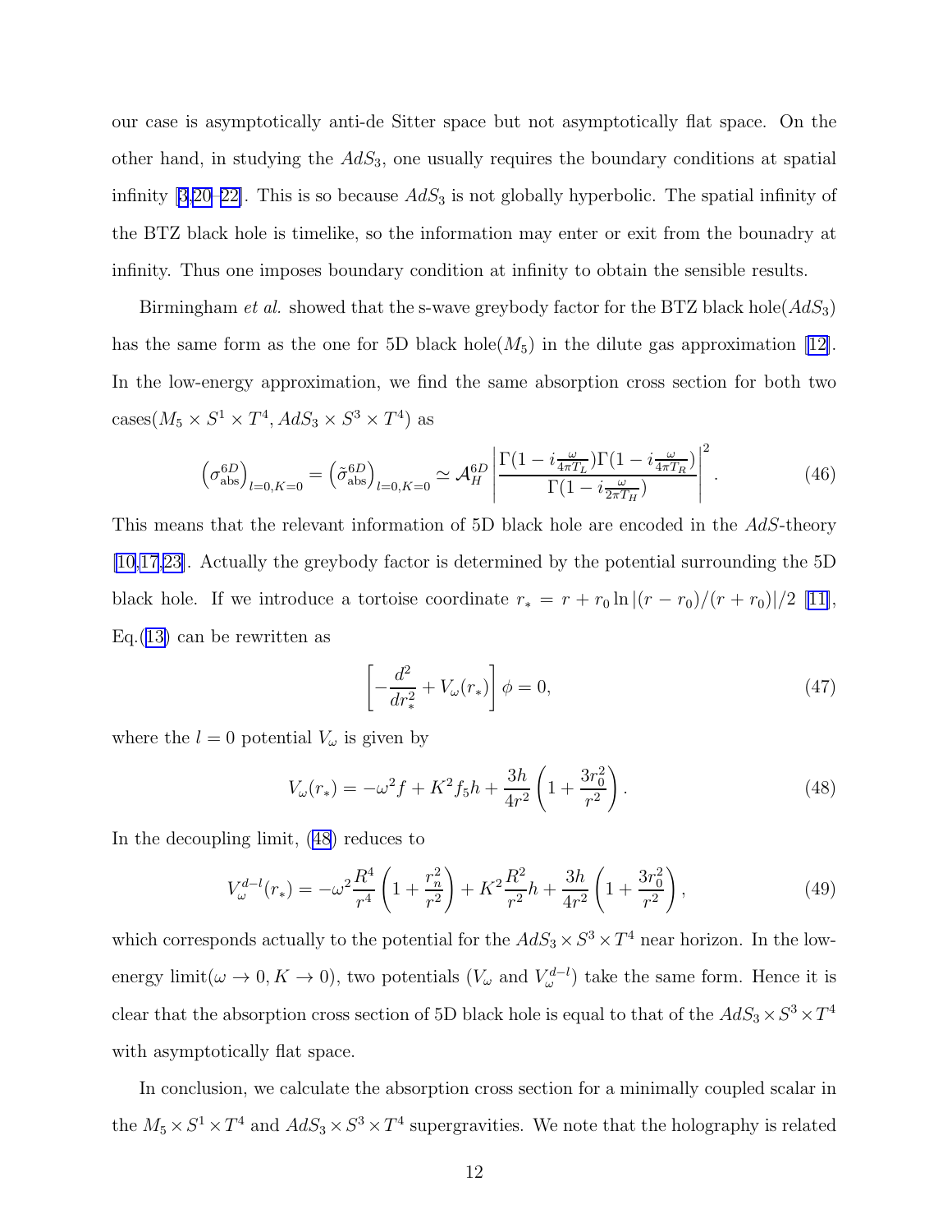our case is asymptotically anti-de Sitter space but not asymptotically flat space. On the other hand, in studying the $AdS_3$, one usually requires the boundary conditions at spatial infinity [3,20–22]. This is so because $AdS_3$ is not globally hyperbolic. The spatial infinity of the BTZ black hole is timelike, so the information may enter or exit from the bounadry at infinity. Thus one imposes boundary condition at infinity to obtain the sensible results.

Birmingham *et al.* showed that the s-wave greybody factor for the BTZ black hole($AdS_3$) has the same form as the one for 5D black hole($M_5$) in the dilute gas approximation [12]. In the low-energy approximation, we find the same absorption cross section for both two cases($M_5 \times S^1 \times T^4, AdS_3 \times S^3 \times T^4$) as

$$\left(\sigma^{6D}_{\rm abs}\right)_{l=0,K=0} = \left(\tilde{\sigma}^{6D}_{\rm abs}\right)_{l=0,K=0} \simeq \mathcal{A}^{6D}_H \left| \frac{\Gamma(1-i\frac{\omega}{4\pi T_L})\Gamma(1-i\frac{\omega}{4\pi T_R})}{\Gamma(1-i\frac{\omega}{2\pi T_H})} \right|^2 . \tag{46}$$

This means that the relevant information of 5D black hole are encoded in the $AdS$-theory [10,17,23]. Actually the greybody factor is determined by the potential surrounding the 5D black hole. If we introduce a tortoise coordinate $r_* = r + r_0 \ln|(r-r_0)/(r+r_0)|/2$ [11], Eq.(13) can be rewritten as

$$\left[ -\frac{d^2}{dr_*^2} + V_\omega(r_*) \right] \phi = 0, \tag{47}$$

where the $l = 0$ potential $V_\omega$ is given by

$$V_\omega(r_*) = -\omega^2 f + K^2 f_5 h + \frac{3h}{4r^2}\left(1 + \frac{3r_0^2}{r^2}\right). \tag{48}$$

In the decoupling limit, (48) reduces to

$$V^{d-l}_\omega(r_*) = -\omega^2 \frac{R^4}{r^4}\left(1 + \frac{r_n^2}{r^2}\right) + K^2 \frac{R^2}{r^2} h + \frac{3h}{4r^2}\left(1 + \frac{3r_0^2}{r^2}\right), \tag{49}$$

which corresponds actually to the potential for the $AdS_3 \times S^3 \times T^4$ near horizon. In the low-energy limit($\omega \to 0, K \to 0$), two potentials ($V_\omega$ and $V^{d-l}_\omega$) take the same form. Hence it is clear that the absorption cross section of 5D black hole is equal to that of the $AdS_3 \times S^3 \times T^4$ with asymptotically flat space.

In conclusion, we calculate the absorption cross section for a minimally coupled scalar in the $M_5 \times S^1 \times T^4$ and $AdS_3 \times S^3 \times T^4$ supergravities. We note that the holography is related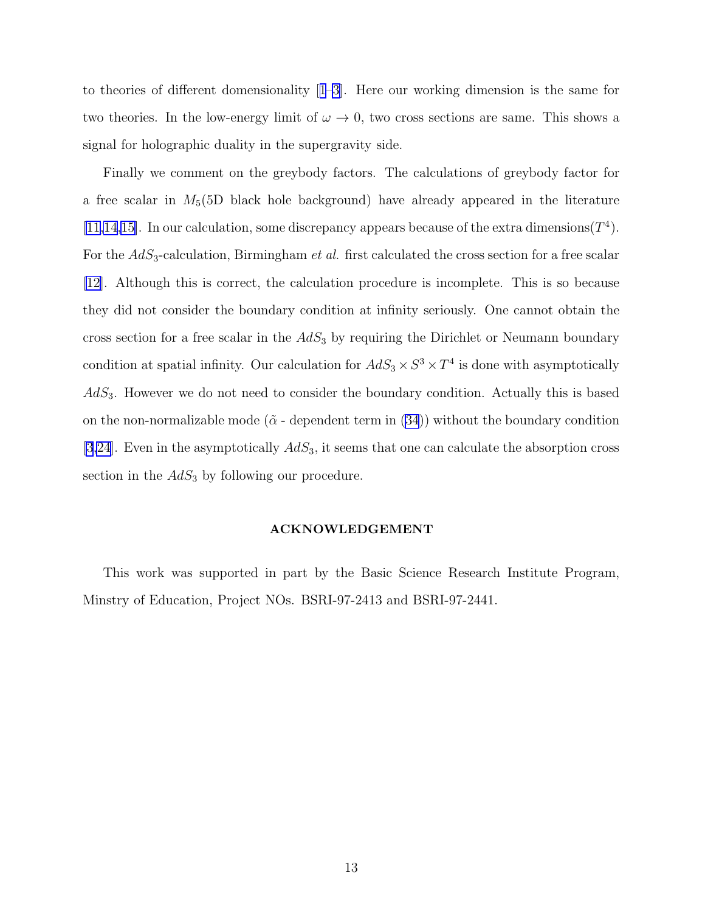to theories of different domensionality [1–3]. Here our working dimension is the same for two theories. In the low-energy limit of $\omega \to 0$, two cross sections are same. This shows a signal for holographic duality in the supergravity side.

Finally we comment on the greybody factors. The calculations of greybody factor for a free scalar in $M_5$(5D black hole background) have already appeared in the literature [11,14,15]. In our calculation, some discrepancy appears because of the extra dimensions($T^4$). For the $AdS_3$-calculation, Birmingham *et al.* first calculated the cross section for a free scalar [12]. Although this is correct, the calculation procedure is incomplete. This is so because they did not consider the boundary condition at infinity seriously. One cannot obtain the cross section for a free scalar in the $AdS_3$ by requiring the Dirichlet or Neumann boundary condition at spatial infinity. Our calculation for $AdS_3 \times S^3 \times T^4$ is done with asymptotically $AdS_3$. However we do not need to consider the boundary condition. Actually this is based on the non-normalizable mode ($\tilde{\alpha}$ - dependent term in (34)) without the boundary condition [3,24]. Even in the asymptotically $AdS_3$, it seems that one can calculate the absorption cross section in the $AdS_3$ by following our procedure.

## ACKNOWLEDGEMENT

This work was supported in part by the Basic Science Research Institute Program, Minstry of Education, Project NOs. BSRI-97-2413 and BSRI-97-2441.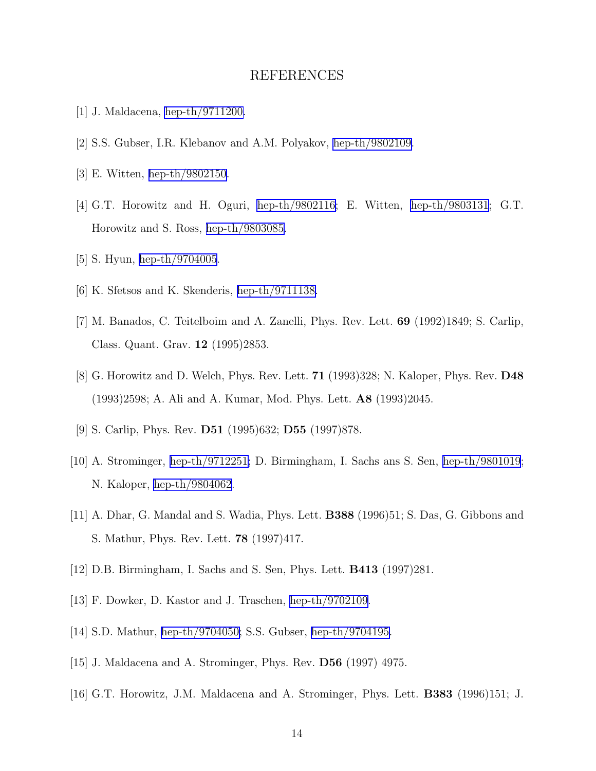# REFERENCES

[1] J. Maldacena, hep-th/9711200.

[2] S.S. Gubser, I.R. Klebanov and A.M. Polyakov, hep-th/9802109.

[3] E. Witten, hep-th/9802150.

[4] G.T. Horowitz and H. Oguri, hep-th/9802116; E. Witten, hep-th/9803131; G.T. Horowitz and S. Ross, hep-th/9803085.

[5] S. Hyun, hep-th/9704005.

[6] K. Sfetsos and K. Skenderis, hep-th/9711138.

[7] M. Banados, C. Teitelboim and A. Zanelli, Phys. Rev. Lett. **69** (1992)1849; S. Carlip, Class. Quant. Grav. **12** (1995)2853.

[8] G. Horowitz and D. Welch, Phys. Rev. Lett. **71** (1993)328; N. Kaloper, Phys. Rev. **D48** (1993)2598; A. Ali and A. Kumar, Mod. Phys. Lett. **A8** (1993)2045.

[9] S. Carlip, Phys. Rev. **D51** (1995)632; **D55** (1997)878.

[10] A. Strominger, hep-th/9712251; D. Birmingham, I. Sachs ans S. Sen, hep-th/9801019; N. Kaloper, hep-th/9804062.

[11] A. Dhar, G. Mandal and S. Wadia, Phys. Lett. **B388** (1996)51; S. Das, G. Gibbons and S. Mathur, Phys. Rev. Lett. **78** (1997)417.

[12] D.B. Birmingham, I. Sachs and S. Sen, Phys. Lett. **B413** (1997)281.

[13] F. Dowker, D. Kastor and J. Traschen, hep-th/9702109.

[14] S.D. Mathur, hep-th/9704050; S.S. Gubser, hep-th/9704195.

[15] J. Maldacena and A. Strominger, Phys. Rev. **D56** (1997) 4975.

[16] G.T. Horowitz, J.M. Maldacena and A. Strominger, Phys. Lett. **B383** (1996)151; J.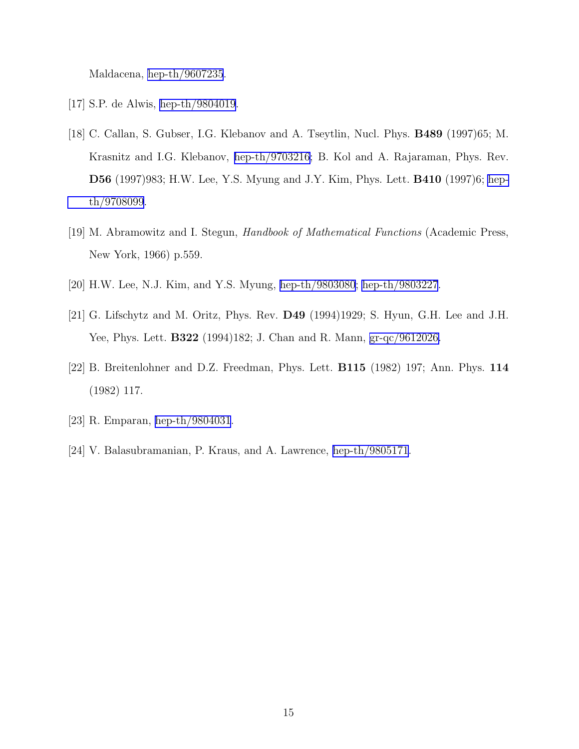Maldacena, hep-th/9607235.

[17] S.P. de Alwis, hep-th/9804019.

[18] C. Callan, S. Gubser, I.G. Klebanov and A. Tseytlin, Nucl. Phys. **B489** (1997)65; M. Krasnitz and I.G. Klebanov, hep-th/9703216; B. Kol and A. Rajaraman, Phys. Rev. **D56** (1997)983; H.W. Lee, Y.S. Myung and J.Y. Kim, Phys. Lett. **B410** (1997)6; hep-th/9708099.

[19] M. Abramowitz and I. Stegun, *Handbook of Mathematical Functions* (Academic Press, New York, 1966) p.559.

[20] H.W. Lee, N.J. Kim, and Y.S. Myung, hep-th/9803080; hep-th/9803227.

[21] G. Lifschytz and M. Oritz, Phys. Rev. **D49** (1994)1929; S. Hyun, G.H. Lee and J.H. Yee, Phys. Lett. **B322** (1994)182; J. Chan and R. Mann, gr-qc/9612026.

[22] B. Breitenlohner and D.Z. Freedman, Phys. Lett. **B115** (1982) 197; Ann. Phys. **114** (1982) 117.

[23] R. Emparan, hep-th/9804031.

[24] V. Balasubramanian, P. Kraus, and A. Lawrence, hep-th/9805171.